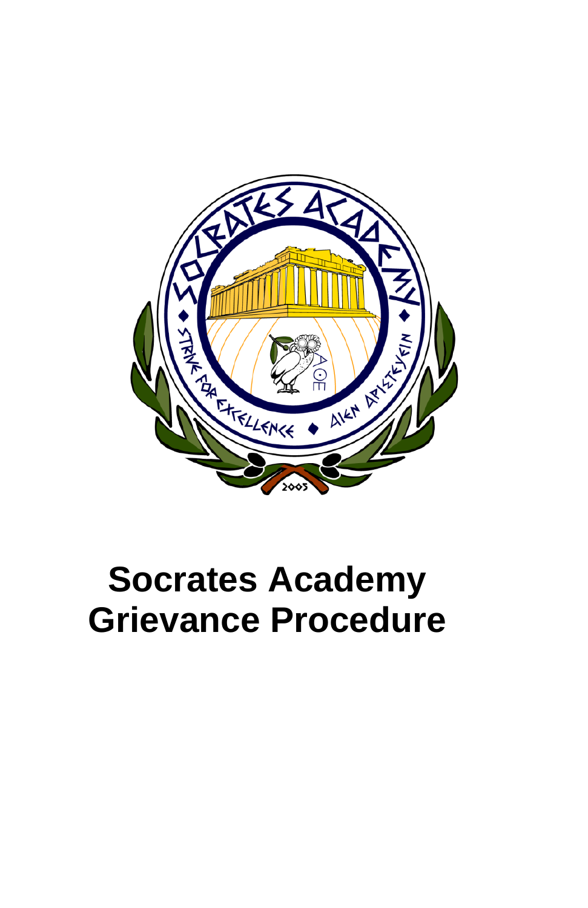# Socrates Academy Grievance Procedure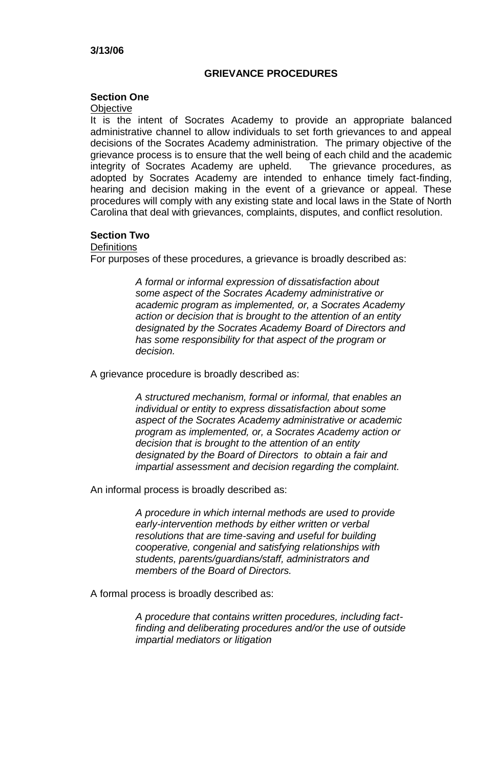**3/13/06**

## GRIEVANCE PROCEDURES

### Section One

Objective

It is the intent of Socrates Academy to provide an appropriate balanced administrative channel to allow individuals to set forth grievances to and appeal decisions of the Socrates Academy administration. The primary objective of the grievance process is to ensure that the well being of each child and the academic integrity of Socrates Academy are upheld. The grievance procedures, as adopted by Socrates Academy are intended to enhance timely fact-finding, hearing and decision making in the event of a grievance or appeal. These procedures will comply with any existing state and local laws in the State of North Carolina that deal with grievances, complaints, disputes, and conflict resolution.

### Section Two

Definitions

For purposes of these procedures, a grievance is broadly described as:

> *A formal or informal expression of dissatisfaction about some aspect of the Socrates Academy administrative or academic program as implemented, or, a Socrates Academy action or decision that is brought to the attention of an entity designated by the Socrates Academy Board of Directors and has some responsibility for that aspect of the program or decision.*

A grievance procedure is broadly described as:

> *A structured mechanism, formal or informal, that enables an individual or entity to express dissatisfaction about some aspect of the Socrates Academy administrative or academic program as implemented, or, a Socrates Academy action or decision that is brought to the attention of an entity designated by the Board of Directors to obtain a fair and impartial assessment and decision regarding the complaint.*

An informal process is broadly described as:

> *A procedure in which internal methods are used to provide early-intervention methods by either written or verbal resolutions that are time-saving and useful for building cooperative, congenial and satisfying relationships with students, parents/guardians/staff, administrators and members of the Board of Directors.*

A formal process is broadly described as:

> *A procedure that contains written procedures, including fact-finding and deliberating procedures and/or the use of outside impartial mediators or litigation*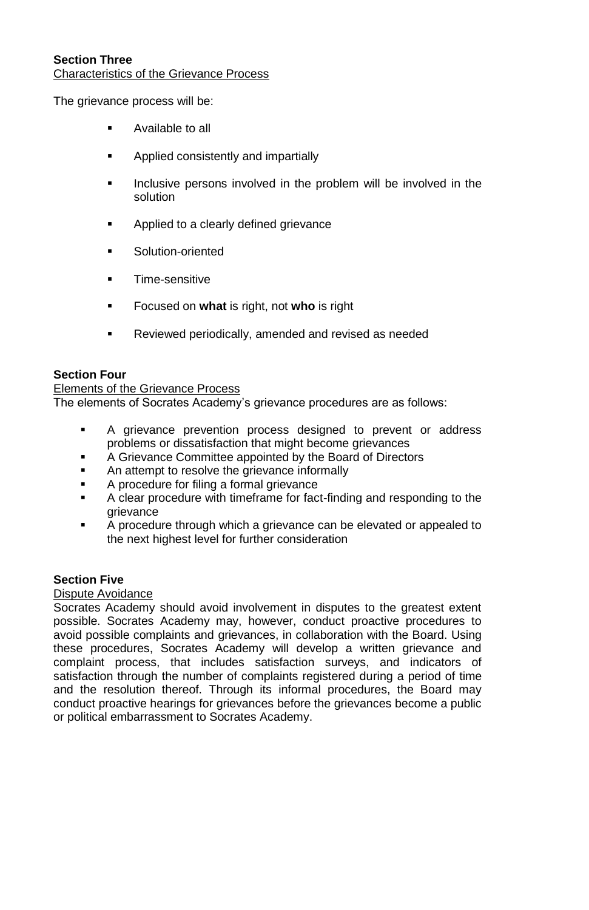**Section Three**

Characteristics of the Grievance Process

The grievance process will be:

- Available to all
- Applied consistently and impartially
- Inclusive persons involved in the problem will be involved in the solution
- Applied to a clearly defined grievance
- Solution-oriented
- Time-sensitive
- Focused on **what** is right, not **who** is right
- Reviewed periodically, amended and revised as needed

**Section Four**

Elements of the Grievance Process

The elements of Socrates Academy's grievance procedures are as follows:

- A grievance prevention process designed to prevent or address problems or dissatisfaction that might become grievances
- A Grievance Committee appointed by the Board of Directors
- An attempt to resolve the grievance informally
- A procedure for filing a formal grievance
- A clear procedure with timeframe for fact-finding and responding to the grievance
- A procedure through which a grievance can be elevated or appealed to the next highest level for further consideration

**Section Five**

Dispute Avoidance

Socrates Academy should avoid involvement in disputes to the greatest extent possible. Socrates Academy may, however, conduct proactive procedures to avoid possible complaints and grievances, in collaboration with the Board. Using these procedures, Socrates Academy will develop a written grievance and complaint process, that includes satisfaction surveys, and indicators of satisfaction through the number of complaints registered during a period of time and the resolution thereof. Through its informal procedures, the Board may conduct proactive hearings for grievances before the grievances become a public or political embarrassment to Socrates Academy.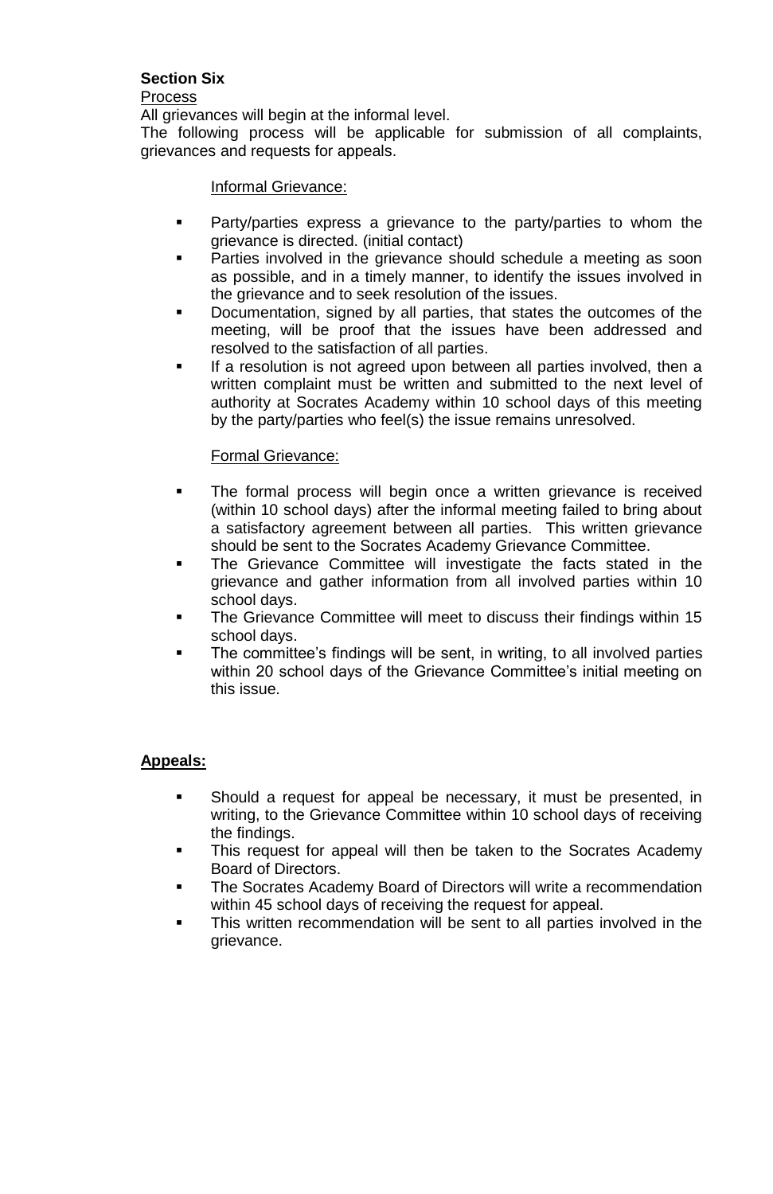**Section Six**

Process

All grievances will begin at the informal level.

The following process will be applicable for submission of all complaints, grievances and requests for appeals.

Informal Grievance:

- Party/parties express a grievance to the party/parties to whom the grievance is directed. (initial contact)
- Parties involved in the grievance should schedule a meeting as soon as possible, and in a timely manner, to identify the issues involved in the grievance and to seek resolution of the issues.
- Documentation, signed by all parties, that states the outcomes of the meeting, will be proof that the issues have been addressed and resolved to the satisfaction of all parties.
- If a resolution is not agreed upon between all parties involved, then a written complaint must be written and submitted to the next level of authority at Socrates Academy within 10 school days of this meeting by the party/parties who feel(s) the issue remains unresolved.

Formal Grievance:

- The formal process will begin once a written grievance is received (within 10 school days) after the informal meeting failed to bring about a satisfactory agreement between all parties. This written grievance should be sent to the Socrates Academy Grievance Committee.
- The Grievance Committee will investigate the facts stated in the grievance and gather information from all involved parties within 10 school days.
- The Grievance Committee will meet to discuss their findings within 15 school days.
- The committee's findings will be sent, in writing, to all involved parties within 20 school days of the Grievance Committee's initial meeting on this issue.

**Appeals:**

- Should a request for appeal be necessary, it must be presented, in writing, to the Grievance Committee within 10 school days of receiving the findings.
- This request for appeal will then be taken to the Socrates Academy Board of Directors.
- The Socrates Academy Board of Directors will write a recommendation within 45 school days of receiving the request for appeal.
- This written recommendation will be sent to all parties involved in the grievance.